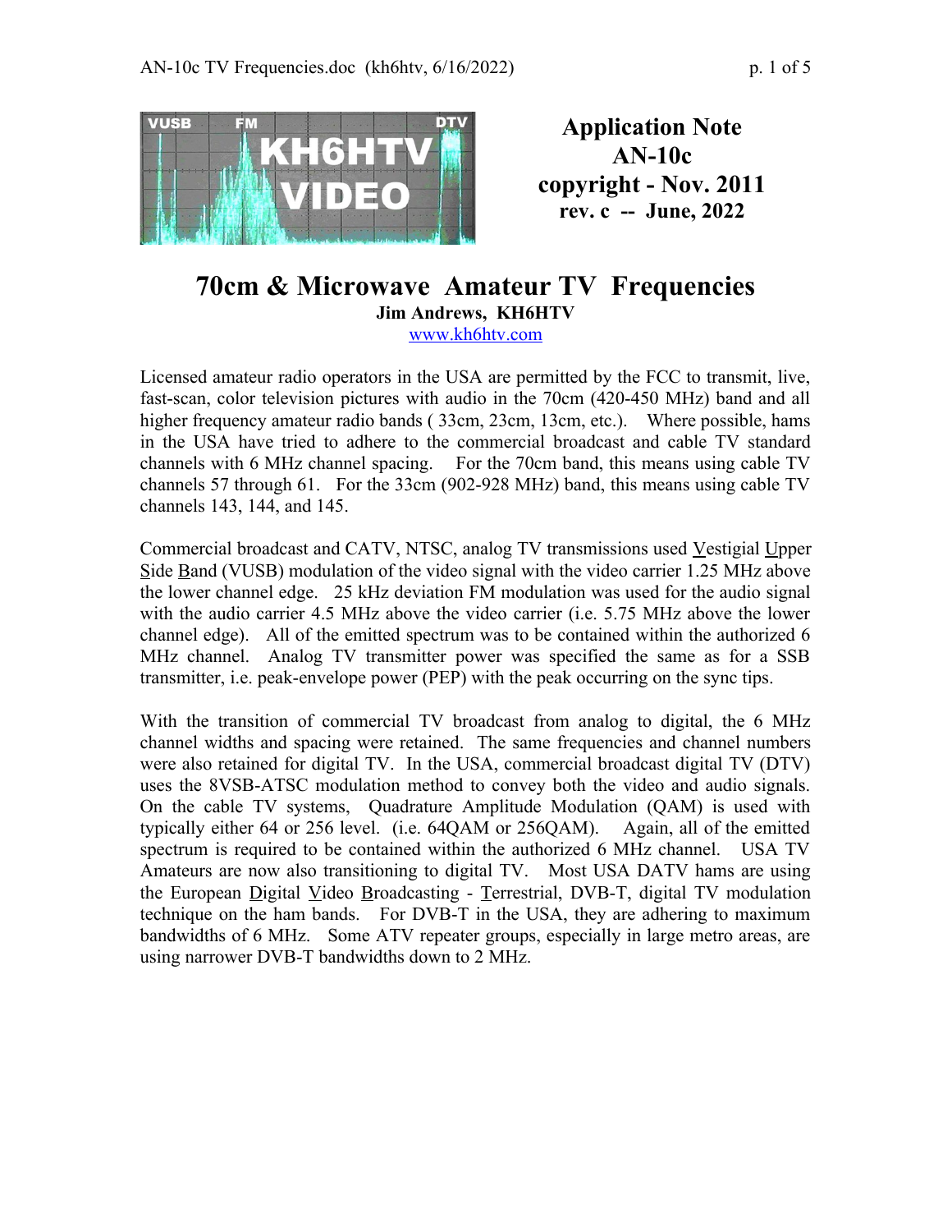**Application Note**
**AN-10c**
**copyright - Nov. 2011**
**rev. c -- June, 2022**

# 70cm & Microwave Amateur TV Frequencies

**Jim Andrews, KH6HTV**
www.kh6htv.com

Licensed amateur radio operators in the USA are permitted by the FCC to transmit, live, fast-scan, color television pictures with audio in the 70cm (420-450 MHz) band and all higher frequency amateur radio bands ( 33cm, 23cm, 13cm, etc.). Where possible, hams in the USA have tried to adhere to the commercial broadcast and cable TV standard channels with 6 MHz channel spacing. For the 70cm band, this means using cable TV channels 57 through 61. For the 33cm (902-928 MHz) band, this means using cable TV channels 143, 144, and 145.

Commercial broadcast and CATV, NTSC, analog TV transmissions used Vestigial Upper Side Band (VUSB) modulation of the video signal with the video carrier 1.25 MHz above the lower channel edge. 25 kHz deviation FM modulation was used for the audio signal with the audio carrier 4.5 MHz above the video carrier (i.e. 5.75 MHz above the lower channel edge). All of the emitted spectrum was to be contained within the authorized 6 MHz channel. Analog TV transmitter power was specified the same as for a SSB transmitter, i.e. peak-envelope power (PEP) with the peak occurring on the sync tips.

With the transition of commercial TV broadcast from analog to digital, the 6 MHz channel widths and spacing were retained. The same frequencies and channel numbers were also retained for digital TV. In the USA, commercial broadcast digital TV (DTV) uses the 8VSB-ATSC modulation method to convey both the video and audio signals. On the cable TV systems, Quadrature Amplitude Modulation (QAM) is used with typically either 64 or 256 level. (i.e. 64QAM or 256QAM). Again, all of the emitted spectrum is required to be contained within the authorized 6 MHz channel. USA TV Amateurs are now also transitioning to digital TV. Most USA DATV hams are using the European Digital Video Broadcasting - Terrestrial, DVB-T, digital TV modulation technique on the ham bands. For DVB-T in the USA, they are adhering to maximum bandwidths of 6 MHz. Some ATV repeater groups, especially in large metro areas, are using narrower DVB-T bandwidths down to 2 MHz.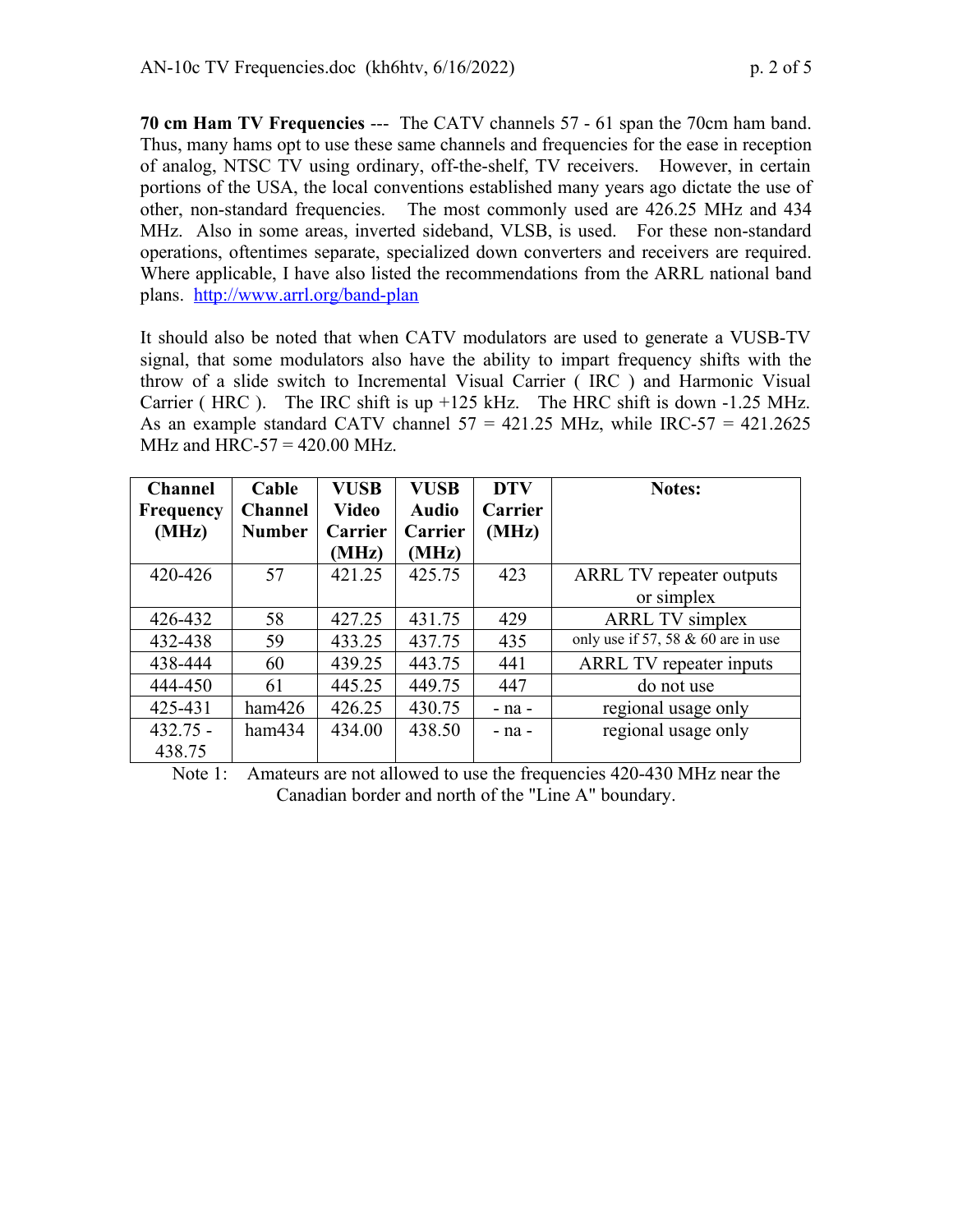**70 cm Ham TV Frequencies** --- The CATV channels 57 - 61 span the 70cm ham band. Thus, many hams opt to use these same channels and frequencies for the ease in reception of analog, NTSC TV using ordinary, off-the-shelf, TV receivers. However, in certain portions of the USA, the local conventions established many years ago dictate the use of other, non-standard frequencies. The most commonly used are 426.25 MHz and 434 MHz. Also in some areas, inverted sideband, VLSB, is used. For these non-standard operations, oftentimes separate, specialized down converters and receivers are required. Where applicable, I have also listed the recommendations from the ARRL national band plans. http://www.arrl.org/band-plan

It should also be noted that when CATV modulators are used to generate a VUSB-TV signal, that some modulators also have the ability to impart frequency shifts with the throw of a slide switch to Incremental Visual Carrier ( IRC ) and Harmonic Visual Carrier ( HRC ). The IRC shift is up +125 kHz. The HRC shift is down -1.25 MHz. As an example standard CATV channel 57 = 421.25 MHz, while IRC-57 = 421.2625 MHz and HRC-57 = 420.00 MHz.

| Channel Frequency (MHz) | Cable Channel Number | VUSB Video Carrier (MHz) | VUSB Audio Carrier (MHz) | DTV Carrier (MHz) | Notes: |
|---|---|---|---|---|---|
| 420-426 | 57 | 421.25 | 425.75 | 423 | ARRL TV repeater outputs or simplex |
| 426-432 | 58 | 427.25 | 431.75 | 429 | ARRL TV simplex |
| 432-438 | 59 | 433.25 | 437.75 | 435 | only use if 57, 58 & 60 are in use |
| 438-444 | 60 | 439.25 | 443.75 | 441 | ARRL TV repeater inputs |
| 444-450 | 61 | 445.25 | 449.75 | 447 | do not use |
| 425-431 | ham426 | 426.25 | 430.75 | - na - | regional usage only |
| 432.75 - 438.75 | ham434 | 434.00 | 438.50 | - na - | regional usage only |

Note 1: Amateurs are not allowed to use the frequencies 420-430 MHz near the Canadian border and north of the "Line A" boundary.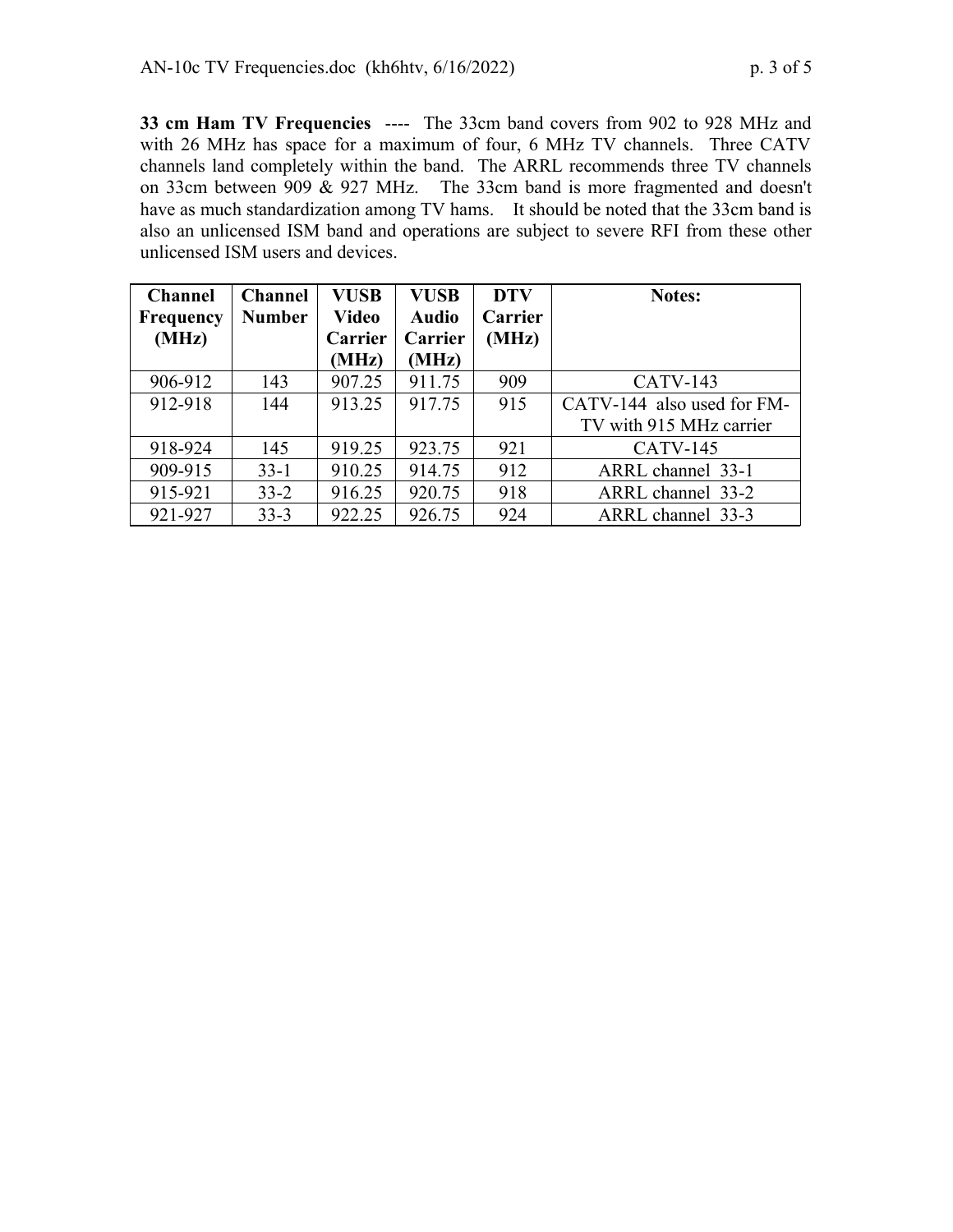**33 cm Ham TV Frequencies** ---- The 33cm band covers from 902 to 928 MHz and with 26 MHz has space for a maximum of four, 6 MHz TV channels. Three CATV channels land completely within the band. The ARRL recommends three TV channels on 33cm between 909 & 927 MHz. The 33cm band is more fragmented and doesn't have as much standardization among TV hams. It should be noted that the 33cm band is also an unlicensed ISM band and operations are subject to severe RFI from these other unlicensed ISM users and devices.

| Channel Frequency (MHz) | Channel Number | VUSB Video Carrier (MHz) | VUSB Audio Carrier (MHz) | DTV Carrier (MHz) | Notes: |
|---|---|---|---|---|---|
| 906-912 | 143 | 907.25 | 911.75 | 909 | CATV-143 |
| 912-918 | 144 | 913.25 | 917.75 | 915 | CATV-144 also used for FM-TV with 915 MHz carrier |
| 918-924 | 145 | 919.25 | 923.75 | 921 | CATV-145 |
| 909-915 | 33-1 | 910.25 | 914.75 | 912 | ARRL channel 33-1 |
| 915-921 | 33-2 | 916.25 | 920.75 | 918 | ARRL channel 33-2 |
| 921-927 | 33-3 | 922.25 | 926.75 | 924 | ARRL channel 33-3 |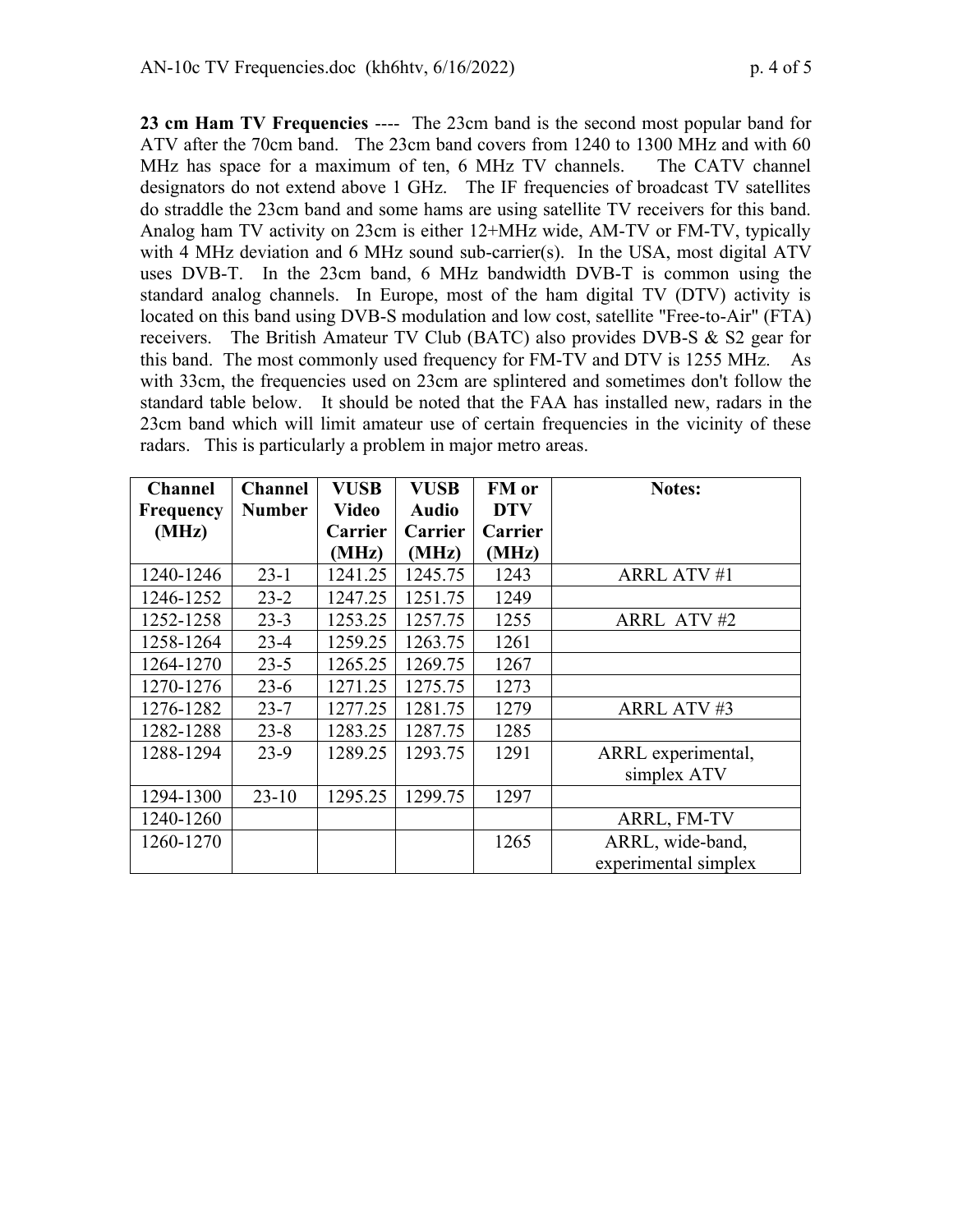**23 cm Ham TV Frequencies** ---- The 23cm band is the second most popular band for ATV after the 70cm band. The 23cm band covers from 1240 to 1300 MHz and with 60 MHz has space for a maximum of ten, 6 MHz TV channels. The CATV channel designators do not extend above 1 GHz. The IF frequencies of broadcast TV satellites do straddle the 23cm band and some hams are using satellite TV receivers for this band. Analog ham TV activity on 23cm is either 12+MHz wide, AM-TV or FM-TV, typically with 4 MHz deviation and 6 MHz sound sub-carrier(s). In the USA, most digital ATV uses DVB-T. In the 23cm band, 6 MHz bandwidth DVB-T is common using the standard analog channels. In Europe, most of the ham digital TV (DTV) activity is located on this band using DVB-S modulation and low cost, satellite "Free-to-Air" (FTA) receivers. The British Amateur TV Club (BATC) also provides DVB-S & S2 gear for this band. The most commonly used frequency for FM-TV and DTV is 1255 MHz. As with 33cm, the frequencies used on 23cm are splintered and sometimes don't follow the standard table below. It should be noted that the FAA has installed new, radars in the 23cm band which will limit amateur use of certain frequencies in the vicinity of these radars. This is particularly a problem in major metro areas.

| Channel Frequency (MHz) | Channel Number | VUSB Video Carrier (MHz) | VUSB Audio Carrier (MHz) | FM or DTV Carrier (MHz) | Notes: |
|---|---|---|---|---|---|
| 1240-1246 | 23-1 | 1241.25 | 1245.75 | 1243 | ARRL ATV #1 |
| 1246-1252 | 23-2 | 1247.25 | 1251.75 | 1249 | |
| 1252-1258 | 23-3 | 1253.25 | 1257.75 | 1255 | ARRL ATV #2 |
| 1258-1264 | 23-4 | 1259.25 | 1263.75 | 1261 | |
| 1264-1270 | 23-5 | 1265.25 | 1269.75 | 1267 | |
| 1270-1276 | 23-6 | 1271.25 | 1275.75 | 1273 | |
| 1276-1282 | 23-7 | 1277.25 | 1281.75 | 1279 | ARRL ATV #3 |
| 1282-1288 | 23-8 | 1283.25 | 1287.75 | 1285 | |
| 1288-1294 | 23-9 | 1289.25 | 1293.75 | 1291 | ARRL experimental, simplex ATV |
| 1294-1300 | 23-10 | 1295.25 | 1299.75 | 1297 | |
| 1240-1260 | | | | | ARRL, FM-TV |
| 1260-1270 | | | | 1265 | ARRL, wide-band, experimental simplex |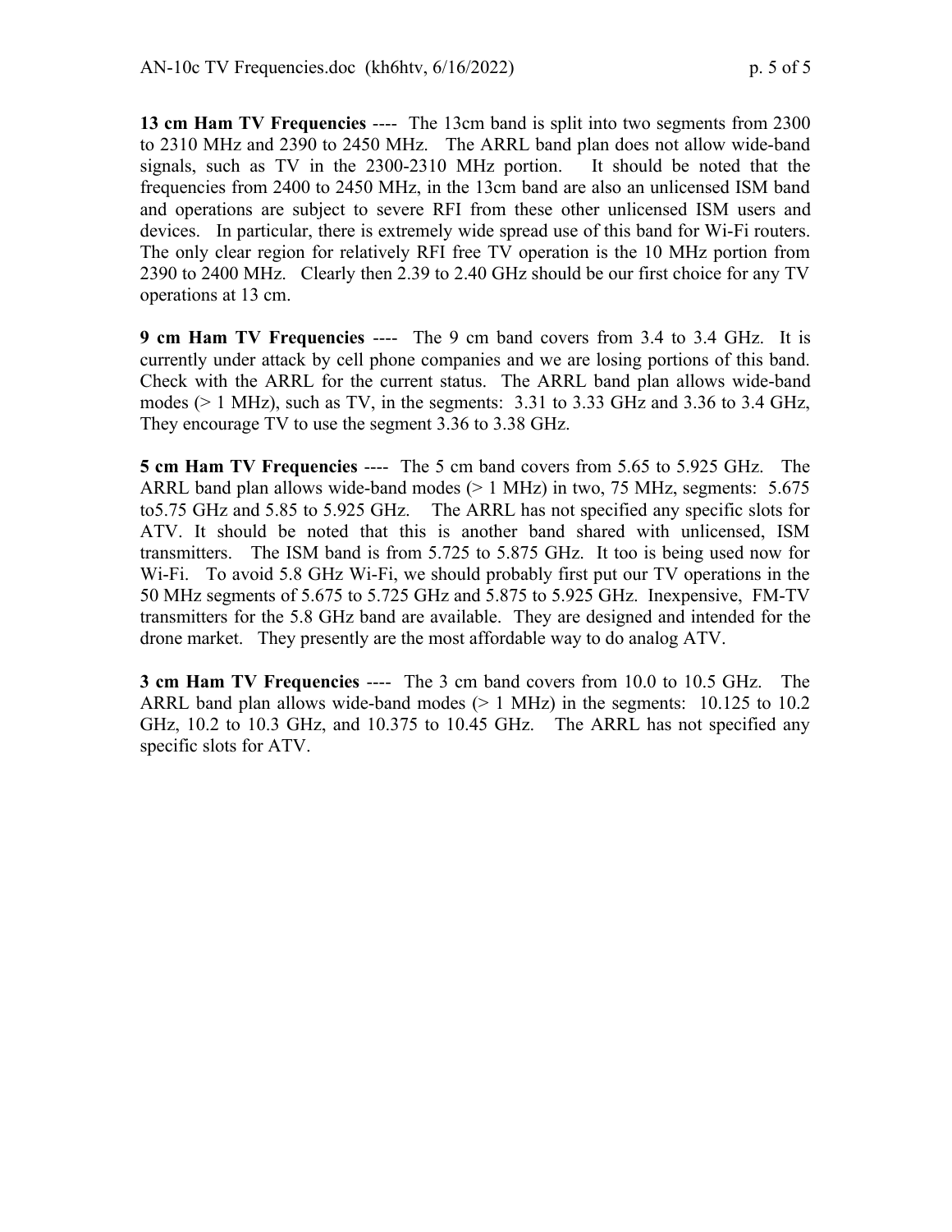**13 cm Ham TV Frequencies** ---- The 13cm band is split into two segments from 2300 to 2310 MHz and 2390 to 2450 MHz. The ARRL band plan does not allow wide-band signals, such as TV in the 2300-2310 MHz portion. It should be noted that the frequencies from 2400 to 2450 MHz, in the 13cm band are also an unlicensed ISM band and operations are subject to severe RFI from these other unlicensed ISM users and devices. In particular, there is extremely wide spread use of this band for Wi-Fi routers. The only clear region for relatively RFI free TV operation is the 10 MHz portion from 2390 to 2400 MHz. Clearly then 2.39 to 2.40 GHz should be our first choice for any TV operations at 13 cm.

**9 cm Ham TV Frequencies** ---- The 9 cm band covers from 3.4 to 3.4 GHz. It is currently under attack by cell phone companies and we are losing portions of this band. Check with the ARRL for the current status. The ARRL band plan allows wide-band modes (> 1 MHz), such as TV, in the segments: 3.31 to 3.33 GHz and 3.36 to 3.4 GHz, They encourage TV to use the segment 3.36 to 3.38 GHz.

**5 cm Ham TV Frequencies** ---- The 5 cm band covers from 5.65 to 5.925 GHz. The ARRL band plan allows wide-band modes (> 1 MHz) in two, 75 MHz, segments: 5.675 to5.75 GHz and 5.85 to 5.925 GHz. The ARRL has not specified any specific slots for ATV. It should be noted that this is another band shared with unlicensed, ISM transmitters. The ISM band is from 5.725 to 5.875 GHz. It too is being used now for Wi-Fi. To avoid 5.8 GHz Wi-Fi, we should probably first put our TV operations in the 50 MHz segments of 5.675 to 5.725 GHz and 5.875 to 5.925 GHz. Inexpensive, FM-TV transmitters for the 5.8 GHz band are available. They are designed and intended for the drone market. They presently are the most affordable way to do analog ATV.

**3 cm Ham TV Frequencies** ---- The 3 cm band covers from 10.0 to 10.5 GHz. The ARRL band plan allows wide-band modes (> 1 MHz) in the segments: 10.125 to 10.2 GHz, 10.2 to 10.3 GHz, and 10.375 to 10.45 GHz. The ARRL has not specified any specific slots for ATV.